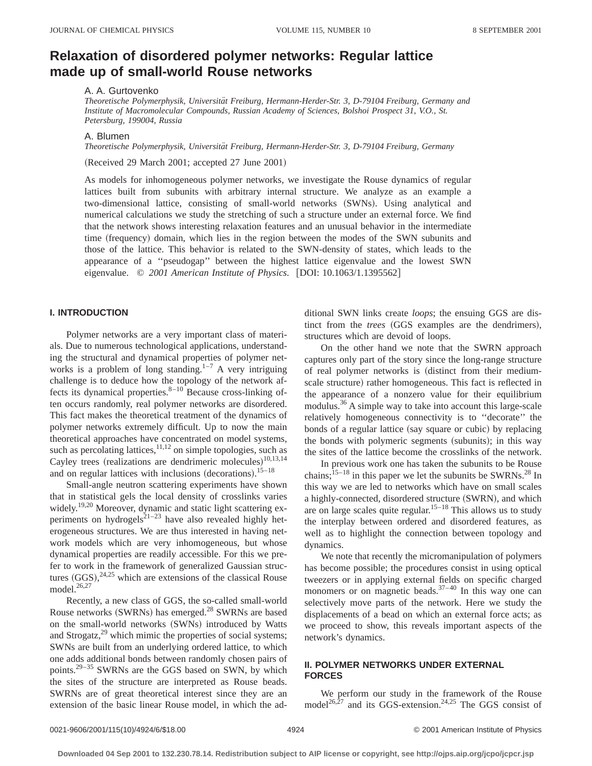# Relaxation of disordered polymer networks: Regular lattice made up of small-world Rouse networks

A. A. Gurtovenko

*Theoretische Polymerphysik, Universität Freiburg, Hermann-Herder-Str. 3, D-79104 Freiburg, Germany and Institute of Macromolecular Compounds, Russian Academy of Sciences, Bolshoi Prospect 31, V.O., St. Petersburg, 199004, Russia*

A. Blumen

*Theoretische Polymerphysik, Universität Freiburg, Hermann-Herder-Str. 3, D-79104 Freiburg, Germany*

(Received 29 March 2001; accepted 27 June 2001)

As models for inhomogeneous polymer networks, we investigate the Rouse dynamics of regular lattices built from subunits with arbitrary internal structure. We analyze as an example a two-dimensional lattice, consisting of small-world networks (SWNs). Using analytical and numerical calculations we study the stretching of such a structure under an external force. We find that the network shows interesting relaxation features and an unusual behavior in the intermediate time (frequency) domain, which lies in the region between the modes of the SWN subunits and those of the lattice. This behavior is related to the SWN-density of states, which leads to the appearance of a "pseudogap" between the highest lattice eigenvalue and the lowest SWN eigenvalue. © *2001 American Institute of Physics.* [DOI: 10.1063/1.1395562]

## I. INTRODUCTION

Polymer networks are a very important class of materials. Due to numerous technological applications, understanding the structural and dynamical properties of polymer networks is a problem of long standing.[1–7] A very intriguing challenge is to deduce how the topology of the network affects its dynamical properties.[8–10] Because cross-linking often occurs randomly, real polymer networks are disordered. This fact makes the theoretical treatment of the dynamics of polymer networks extremely difficult. Up to now the main theoretical approaches have concentrated on model systems, such as percolating lattices,[11,12] on simple topologies, such as Cayley trees (realizations are dendrimeric molecules)[10,13,14] and on regular lattices with inclusions (decorations).[15–18]

Small-angle neutron scattering experiments have shown that in statistical gels the local density of crosslinks varies widely.[19,20] Moreover, dynamic and static light scattering experiments on hydrogels[21–23] have also revealed highly heterogeneous structures. We are thus interested in having network models which are very inhomogeneous, but whose dynamical properties are readily accessible. For this we prefer to work in the framework of generalized Gaussian structures (GGS),[24,25] which are extensions of the classical Rouse model.[26,27]

Recently, a new class of GGS, the so-called small-world Rouse networks (SWRNs) has emerged.[28] SWRNs are based on the small-world networks (SWNs) introduced by Watts and Strogatz,[29] which mimic the properties of social systems; SWNs are built from an underlying ordered lattice, to which one adds additional bonds between randomly chosen pairs of points.[29–35] SWRNs are the GGS based on SWN, by which the sites of the structure are interpreted as Rouse beads. SWRNs are of great theoretical interest since they are an extension of the basic linear Rouse model, in which the additional SWN links create *loops*; the ensuing GGS are distinct from the *trees* (GGS examples are the dendrimers), structures which are devoid of loops.

On the other hand we note that the SWRN approach captures only part of the story since the long-range structure of real polymer networks is (distinct from their medium-scale structure) rather homogeneous. This fact is reflected in the appearance of a nonzero value for their equilibrium modulus.[36] A simple way to take into account this large-scale relatively homogeneous connectivity is to "decorate" the bonds of a regular lattice (say square or cubic) by replacing the bonds with polymeric segments (subunits); in this way the sites of the lattice become the crosslinks of the network.

In previous work one has taken the subunits to be Rouse chains;[15–18] in this paper we let the subunits be SWRNs.[28] In this way we are led to networks which have on small scales a highly-connected, disordered structure (SWRN), and which are on large scales quite regular.[15–18] This allows us to study the interplay between ordered and disordered features, as well as to highlight the connection between topology and dynamics.

We note that recently the micromanipulation of polymers has become possible; the procedures consist in using optical tweezers or in applying external fields on specific charged monomers or on magnetic beads.[37–40] In this way one can selectively move parts of the network. Here we study the displacements of a bead on which an external force acts; as we proceed to show, this reveals important aspects of the network's dynamics.

## II. POLYMER NETWORKS UNDER EXTERNAL FORCES

We perform our study in the framework of the Rouse model[26,27] and its GGS-extension.[24,25] The GGS consist of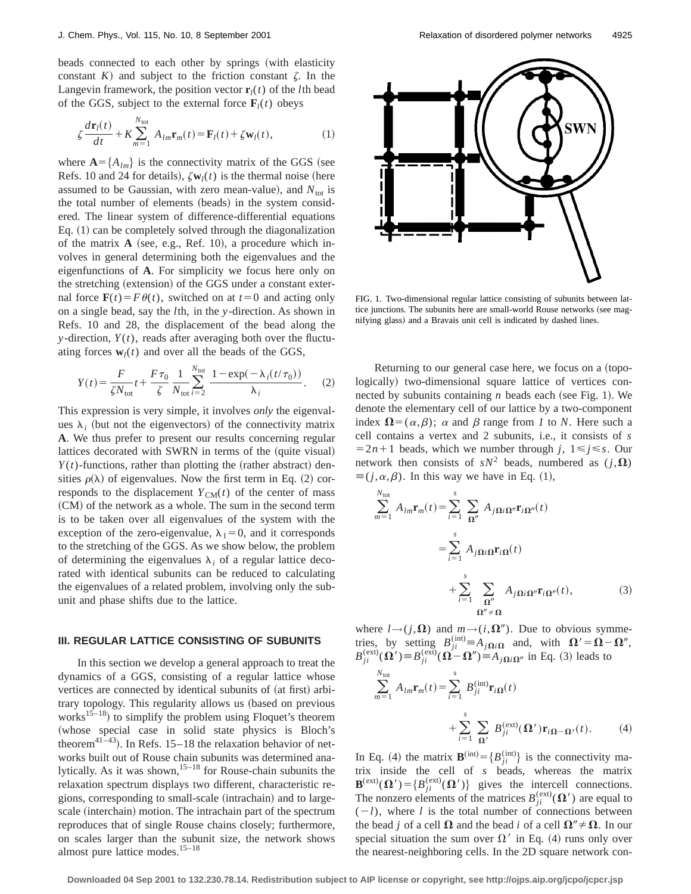beads connected to each other by springs (with elasticity constant $K$) and subject to the friction constant $\zeta$. In the Langevin framework, the position vector $\mathbf{r}_l(t)$ of the $l$th bead of the GGS, subject to the external force $\mathbf{F}_l(t)$ obeys

$$\zeta \frac{d\mathbf{r}_l(t)}{dt} + K \sum_{m=1}^{N_{\text{tot}}} A_{lm}\mathbf{r}_m(t) = \mathbf{F}_l(t) + \zeta \mathbf{w}_l(t), \tag{1}$$

where $\mathbf{A} = \{A_{lm}\}$ is the connectivity matrix of the GGS (see Refs. 10 and 24 for details), $\zeta \mathbf{w}_l(t)$ is the thermal noise (here assumed to be Gaussian, with zero mean-value), and $N_{\text{tot}}$ is the total number of elements (beads) in the system considered. The linear system of difference-differential equations Eq. (1) can be completely solved through the diagonalization of the matrix $\mathbf{A}$ (see, e.g., Ref. 10), a procedure which involves in general determining both the eigenvalues and the eigenfunctions of $\mathbf{A}$. For simplicity we focus here only on the stretching (extension) of the GGS under a constant external force $\mathbf{F}(t) = F\theta(t)$, switched on at $t=0$ and acting only on a single bead, say the $l$th, in the $y$-direction. As shown in Refs. 10 and 28, the displacement of the bead along the $y$-direction, $Y(t)$, reads after averaging both over the fluctuating forces $\mathbf{w}_l(t)$ and over all the beads of the GGS,

$$Y(t) = \frac{F}{\zeta N_{\text{tot}}} t + \frac{F\tau_0}{\zeta} \frac{1}{N_{\text{tot}}} \sum_{i=2}^{N_{\text{tot}}} \frac{1 - \exp(-\lambda_i (t/\tau_0))}{\lambda_i}. \tag{2}$$

This expression is very simple, it involves *only* the eigenvalues $\lambda_i$ (but not the eigenvectors) of the connectivity matrix $\mathbf{A}$. We thus prefer to present our results concerning regular lattices decorated with SWRN in terms of the (quite visual) $Y(t)$-functions, rather than plotting the (rather abstract) densities $\rho(\lambda)$ of eigenvalues. Now the first term in Eq. (2) corresponds to the displacement $Y_{\text{CM}}(t)$ of the center of mass (CM) of the network as a whole. The sum in the second term is to be taken over all eigenvalues of the system with the exception of the zero-eigenvalue, $\lambda_1 = 0$, and it corresponds to the stretching of the GGS. As we show below, the problem of determining the eigenvalues $\lambda_i$ of a regular lattice decorated with identical subunits can be reduced to calculating the eigenvalues of a related problem, involving only the subunit and phase shifts due to the lattice.

## III. REGULAR LATTICE CONSISTING OF SUBUNITS

In this section we develop a general approach to treat the dynamics of a GGS, consisting of a regular lattice whose vertices are connected by identical subunits of (at first) arbitrary topology. This regularity allows us (based on previous works[15–18]) to simplify the problem using Floquet's theorem (whose special case in solid state physics is Bloch's theorem[41–43]). In Refs. 15–18 the relaxation behavior of networks built out of Rouse chain subunits was determined analytically. As it was shown,[15–18] for Rouse-chain subunits the relaxation spectrum displays two different, characteristic regions, corresponding to small-scale (intrachain) and to large-scale (interchain) motion. The intrachain part of the spectrum reproduces that of single Rouse chains closely; furthermore, on scales larger than the subunit size, the network shows almost pure lattice modes.[15–18]

FIG. 1. Two-dimensional regular lattice consisting of subunits between lattice junctions. The subunits here are small-world Rouse networks (see magnifying glass) and a Bravais unit cell is indicated by dashed lines.

Returning to our general case here, we focus on a (topologically) two-dimensional square lattice of vertices connected by subunits containing $n$ beads each (see Fig. 1). We denote the elementary cell of our lattice by a two-component index $\mathbf{\Omega} = (\alpha, \beta)$; $\alpha$ and $\beta$ range from *1* to $N$. Here such a cell contains a vertex and 2 subunits, i.e., it consists of $s = 2n+1$ beads, which we number through $j$, $1 \leqslant j \leqslant s$. Our network then consists of $sN^2$ beads, numbered as $(j, \mathbf{\Omega}) \equiv (j, \alpha, \beta)$. In this way we have in Eq. (1),

$$\begin{aligned}
\sum_{m=1}^{N_{\text{tot}}} A_{lm}\mathbf{r}_m(t) &= \sum_{i=1}^{s} \sum_{\mathbf{\Omega}''} A_{j\mathbf{\Omega}i\mathbf{\Omega}''}\mathbf{r}_{i\mathbf{\Omega}''}(t) \\
&= \sum_{i=1}^{s} A_{j\mathbf{\Omega}i\mathbf{\Omega}}\mathbf{r}_{i\mathbf{\Omega}}(t) \\
&\quad + \sum_{i=1}^{s} \sum_{\substack{\mathbf{\Omega}'' \\ \mathbf{\Omega}'' \neq \mathbf{\Omega}}} A_{j\mathbf{\Omega}i\mathbf{\Omega}''}\mathbf{r}_{i\mathbf{\Omega}''}(t),
\end{aligned} \tag{3}$$

where $l \to (j, \mathbf{\Omega})$ and $m \to (i, \mathbf{\Omega}'')$. Due to obvious symmetries, by setting $B_{ji}^{(\text{int})} \equiv A_{j\mathbf{\Omega}i\mathbf{\Omega}}$ and, with $\mathbf{\Omega}' = \mathbf{\Omega} - \mathbf{\Omega}''$, $B_{ji}^{(\text{ext})}(\mathbf{\Omega}') \equiv B_{ji}^{(\text{ext})}(\mathbf{\Omega} - \mathbf{\Omega}'') \equiv A_{j\mathbf{\Omega}i\mathbf{\Omega}''}$ in Eq. (3) leads to

$$\begin{aligned}
\sum_{m=1}^{N_{\text{tot}}} A_{lm}\mathbf{r}_m(t) &= \sum_{i=1}^{s} B_{ji}^{(\text{int})}\mathbf{r}_{i\mathbf{\Omega}}(t) \\
&\quad + \sum_{i=1}^{s} \sum_{\mathbf{\Omega}'} B_{ji}^{(\text{ext})}(\mathbf{\Omega}')\mathbf{r}_{i\mathbf{\Omega}-\mathbf{\Omega}'}(t).
\end{aligned} \tag{4}$$

In Eq. (4) the matrix $\mathbf{B}^{(\text{int})} = \{B_{ji}^{(\text{int})}\}$ is the connectivity matrix inside the cell of $s$ beads, whereas the matrix $\mathbf{B}^{(\text{ext})}(\mathbf{\Omega}') = \{B_{ji}^{(\text{ext})}(\mathbf{\Omega}')\}$ gives the intercell connections. The nonzero elements of the matrices $B_{ji}^{(\text{ext})}(\mathbf{\Omega}')$ are equal to $(-l)$, where $l$ is the total number of connections between the bead $j$ of a cell $\mathbf{\Omega}$ and the bead $i$ of a cell $\mathbf{\Omega}'' \neq \mathbf{\Omega}$. In our special situation the sum over $\mathbf{\Omega}'$ in Eq. (4) runs only over the nearest-neighboring cells. In the 2D square network con-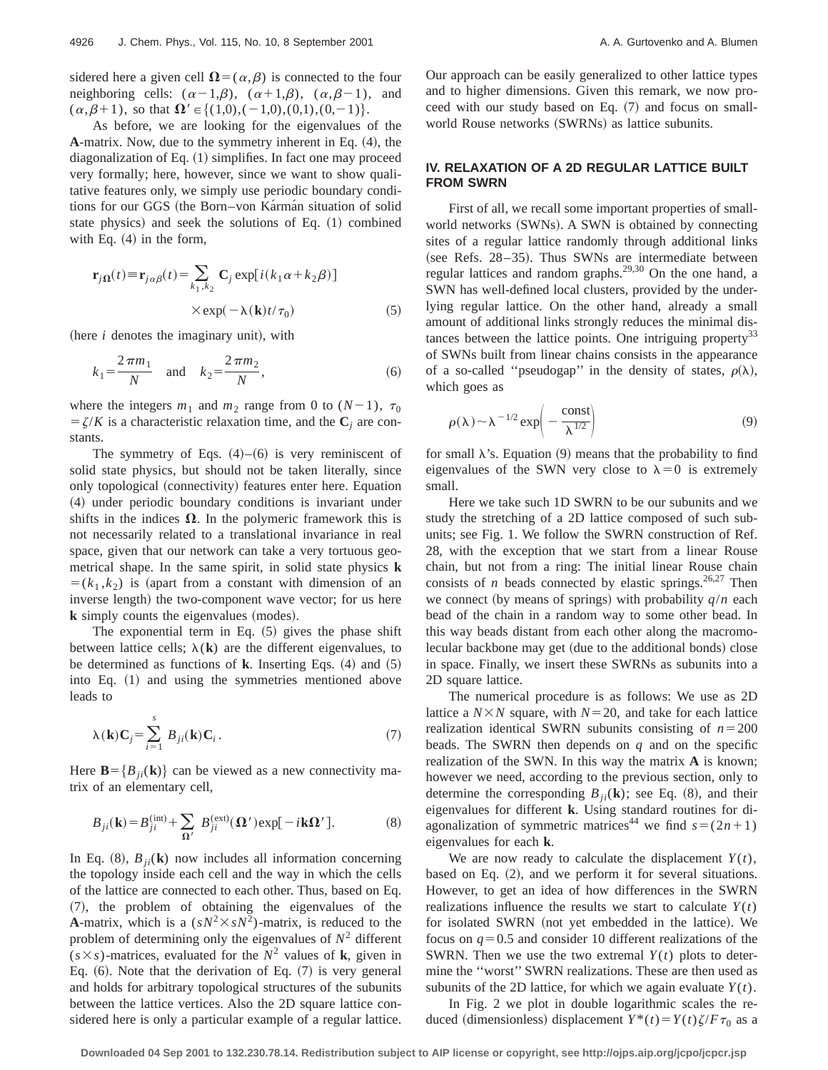sidered here a given cell $\mathbf{\Omega}=(\alpha,\beta)$ is connected to the four neighboring cells: $(\alpha-1,\beta)$, $(\alpha+1,\beta)$, $(\alpha,\beta-1)$, and $(\alpha,\beta+1)$, so that $\mathbf{\Omega}'\in\{(1,0),(-1,0),(0,1),(0,-1)\}$.

As before, we are looking for the eigenvalues of the **A**-matrix. Now, due to the symmetry inherent in Eq. (4), the diagonalization of Eq. (1) simplifies. In fact one may proceed very formally; here, however, since we want to show qualitative features only, we simply use periodic boundary conditions for our GGS (the Born–von Kármán situation of solid state physics) and seek the solutions of Eq. (1) combined with Eq. (4) in the form,

$$\mathbf{r}_{j\mathbf{\Omega}}(t)\equiv\mathbf{r}_{j\alpha\beta}(t)=\sum_{k_1,k_2}\mathbf{C}_j\exp[i(k_1\alpha+k_2\beta)]\times\exp(-\lambda(\mathbf{k})t/\tau_0) \tag{5}$$

(here $i$ denotes the imaginary unit), with

$$k_1=\frac{2\pi m_1}{N}\quad\text{and}\quad k_2=\frac{2\pi m_2}{N}, \tag{6}$$

where the integers $m_1$ and $m_2$ range from 0 to $(N-1)$, $\tau_0=\zeta/K$ is a characteristic relaxation time, and the $\mathbf{C}_j$ are constants.

The symmetry of Eqs. (4)–(6) is very reminiscent of solid state physics, but should not be taken literally, since only topological (connectivity) features enter here. Equation (4) under periodic boundary conditions is invariant under shifts in the indices $\mathbf{\Omega}$. In the polymeric framework this is not necessarily related to a translational invariance in real space, given that our network can take a very tortuous geometrical shape. In the same spirit, in solid state physics $\mathbf{k}=(k_1,k_2)$ is (apart from a constant with dimension of an inverse length) the two-component wave vector; for us here $\mathbf{k}$ simply counts the eigenvalues (modes).

The exponential term in Eq. (5) gives the phase shift between lattice cells; $\lambda(\mathbf{k})$ are the different eigenvalues, to be determined as functions of $\mathbf{k}$. Inserting Eqs. (4) and (5) into Eq. (1) and using the symmetries mentioned above leads to

$$\lambda(\mathbf{k})\mathbf{C}_j=\sum_{i=1}^{s}B_{ji}(\mathbf{k})\mathbf{C}_i. \tag{7}$$

Here $\mathbf{B}=\{B_{ji}(\mathbf{k})\}$ can be viewed as a new connectivity matrix of an elementary cell,

$$B_{ji}(\mathbf{k})=B_{ji}^{(\mathrm{int})}+\sum_{\mathbf{\Omega}'}B_{ji}^{(\mathrm{ext})}(\mathbf{\Omega}')\exp[-i\mathbf{k}\mathbf{\Omega}']. \tag{8}$$

In Eq. (8), $B_{ji}(\mathbf{k})$ now includes all information concerning the topology inside each cell and the way in which the cells of the lattice are connected to each other. Thus, based on Eq. (7), the problem of obtaining the eigenvalues of the **A**-matrix, which is a $(sN^2\times sN^2)$-matrix, is reduced to the problem of determining only the eigenvalues of $N^2$ different $(s\times s)$-matrices, evaluated for the $N^2$ values of $\mathbf{k}$, given in Eq. (6). Note that the derivation of Eq. (7) is very general and holds for arbitrary topological structures of the subunits between the lattice vertices. Also the 2D square lattice considered here is only a particular example of a regular lattice. Our approach can be easily generalized to other lattice types and to higher dimensions. Given this remark, we now proceed with our study based on Eq. (7) and focus on small-world Rouse networks (SWRNs) as lattice subunits.

## IV. RELAXATION OF A 2D REGULAR LATTICE BUILT FROM SWRN

First of all, we recall some important properties of small-world networks (SWNs). A SWN is obtained by connecting sites of a regular lattice randomly through additional links (see Refs. 28–35). Thus SWNs are intermediate between regular lattices and random graphs.[29,30] On the one hand, a SWN has well-defined local clusters, provided by the underlying regular lattice. On the other hand, already a small amount of additional links strongly reduces the minimal distances between the lattice points. One intriguing property[33] of SWNs built from linear chains consists in the appearance of a so-called "pseudogap" in the density of states, $\rho(\lambda)$, which goes as

$$\rho(\lambda)\sim\lambda^{-1/2}\exp\left(-\frac{\mathrm{const}}{\lambda^{1/2}}\right) \tag{9}$$

for small $\lambda$'s. Equation (9) means that the probability to find eigenvalues of the SWN very close to $\lambda=0$ is extremely small.

Here we take such 1D SWRN to be our subunits and we study the stretching of a 2D lattice composed of such subunits; see Fig. 1. We follow the SWRN construction of Ref. 28, with the exception that we start from a linear Rouse chain, but not from a ring: The initial linear Rouse chain consists of $n$ beads connected by elastic springs.[26,27] Then we connect (by means of springs) with probability $q/n$ each bead of the chain in a random way to some other bead. In this way beads distant from each other along the macromolecular backbone may get (due to the additional bonds) close in space. Finally, we insert these SWRNs as subunits into a 2D square lattice.

The numerical procedure is as follows: We use as 2D lattice a $N\times N$ square, with $N=20$, and take for each lattice realization identical SWRN subunits consisting of $n=200$ beads. The SWRN then depends on $q$ and on the specific realization of the SWN. In this way the matrix **A** is known; however we need, according to the previous section, only to determine the corresponding $B_{ji}(\mathbf{k})$; see Eq. (8), and their eigenvalues for different $\mathbf{k}$. Using standard routines for diagonalization of symmetric matrices[44] we find $s=(2n+1)$ eigenvalues for each $\mathbf{k}$.

We are now ready to calculate the displacement $Y(t)$, based on Eq. (2), and we perform it for several situations. However, to get an idea of how differences in the SWRN realizations influence the results we start to calculate $Y(t)$ for isolated SWRN (not yet embedded in the lattice). We focus on $q=0.5$ and consider 10 different realizations of the SWRN. Then we use the two extremal $Y(t)$ plots to determine the "worst" SWRN realizations. These are then used as subunits of the 2D lattice, for which we again evaluate $Y(t)$.

In Fig. 2 we plot in double logarithmic scales the reduced (dimensionless) displacement $Y^*(t)=Y(t)\zeta/F\tau_0$ as a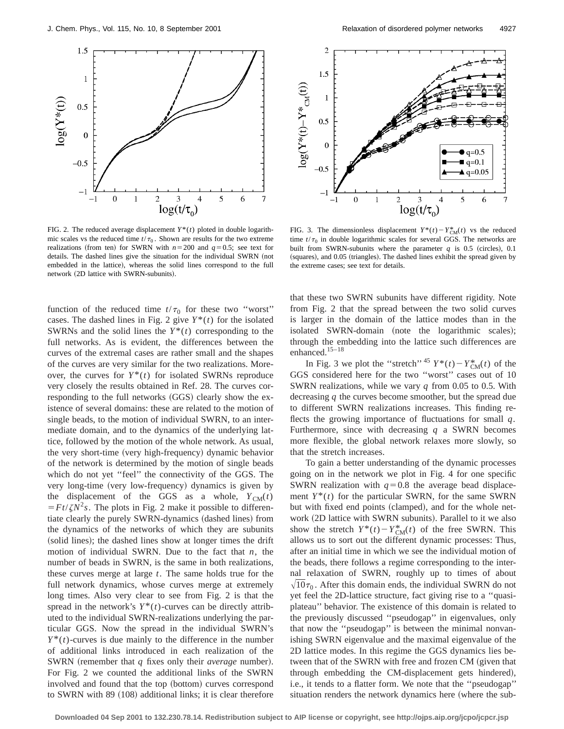FIG. 2. The reduced average displacement $Y^*(t)$ ploted in double logarithmic scales vs the reduced time $t/\tau_0$. Shown are results for the two extreme realizations (from ten) for SWRN with $n=200$ and $q=0.5$; see text for details. The dashed lines give the situation for the individual SWRN (not embedded in the lattice), whereas the solid lines correspond to the full network (2D lattice with SWRN-subunits).

FIG. 3. The dimensionless displacement $Y^*(t)-Y^*_{\rm CM}(t)$ vs the reduced time $t/\tau_0$ in double logarithmic scales for several GGS. The networks are built from SWRN-subunits where the parameter $q$ is 0.5 (circles), 0.1 (squares), and 0.05 (triangles). The dashed lines exhibit the spread given by the extreme cases; see text for details.

function of the reduced time $t/\tau_0$ for these two "worst" cases. The dashed lines in Fig. 2 give $Y^*(t)$ for the isolated SWRNs and the solid lines the $Y^*(t)$ corresponding to the full networks. As is evident, the differences between the curves of the extremal cases are rather small and the shapes of the curves are very similar for the two realizations. Moreover, the curves for $Y^*(t)$ for isolated SWRNs reproduce very closely the results obtained in Ref. 28. The curves corresponding to the full networks (GGS) clearly show the existence of several domains: these are related to the motion of single beads, to the motion of individual SWRN, to an intermediate domain, and to the dynamics of the underlying lattice, followed by the motion of the whole network. As usual, the very short-time (very high-frequency) dynamic behavior of the network is determined by the motion of single beads which do not yet "feel" the connectivity of the GGS. The very long-time (very low-frequency) dynamics is given by the displacement of the GGS as a whole, $Y_{\rm CM}(t) = Ft/\zeta N^2 s$. The plots in Fig. 2 make it possible to differentiate clearly the purely SWRN-dynamics (dashed lines) from the dynamics of the networks of which they are subunits (solid lines); the dashed lines show at longer times the drift motion of individual SWRN. Due to the fact that $n$, the number of beads in SWRN, is the same in both realizations, these curves merge at large $t$. The same holds true for the full network dynamics, whose curves merge at extremely long times. Also very clear to see from Fig. 2 is that the spread in the network's $Y^*(t)$-curves can be directly attributed to the individual SWRN-realizations underlying the particular GGS. Now the spread in the individual SWRN's $Y^*(t)$-curves is due mainly to the difference in the number of additional links introduced in each realization of the SWRN (remember that $q$ fixes only their *average* number). For Fig. 2 we counted the additional links of the SWRN involved and found that the top (bottom) curves correspond to SWRN with 89 (108) additional links; it is clear therefore that these two SWRN subunits have different rigidity. Note from Fig. 2 that the spread between the two solid curves is larger in the domain of the lattice modes than in the isolated SWRN-domain (note the logarithmic scales); through the embedding into the lattice such differences are enhanced.[15–18]

In Fig. 3 we plot the "stretch"[45] $Y^*(t)-Y^*_{\rm CM}(t)$ of the GGS considered here for the two "worst" cases out of 10 SWRN realizations, while we vary $q$ from 0.05 to 0.5. With decreasing $q$ the curves become smoother, but the spread due to different SWRN realizations increases. This finding reflects the growing importance of fluctuations for small $q$. Furthermore, since with decreasing $q$ a SWRN becomes more flexible, the global network relaxes more slowly, so that the stretch increases.

To gain a better understanding of the dynamic processes going on in the network we plot in Fig. 4 for one specific SWRN realization with $q=0.8$ the average bead displacement $Y^*(t)$ for the particular SWRN, for the same SWRN but with fixed end points (clamped), and for the whole network (2D lattice with SWRN subunits). Parallel to it we also show the stretch $Y^*(t)-Y^*_{\rm CM}(t)$ of the free SWRN. This allows us to sort out the different dynamic processes: Thus, after an initial time in which we see the individual motion of the beads, there follows a regime corresponding to the internal relaxation of SWRN, roughly up to times of about $\sqrt{10}\tau_0$. After this domain ends, the individual SWRN do not yet feel the 2D-lattice structure, fact giving rise to a "quasi-plateau" behavior. The existence of this domain is related to the previously discussed "pseudogap" in eigenvalues, only that now the "pseudogap" is between the minimal nonvanishing SWRN eigenvalue and the maximal eigenvalue of the 2D lattice modes. In this regime the GGS dynamics lies between that of the SWRN with free and frozen CM (given that through embedding the CM-displacement gets hindered), i.e., it tends to a flatter form. We note that the "pseudogap" situation renders the network dynamics here (where the sub-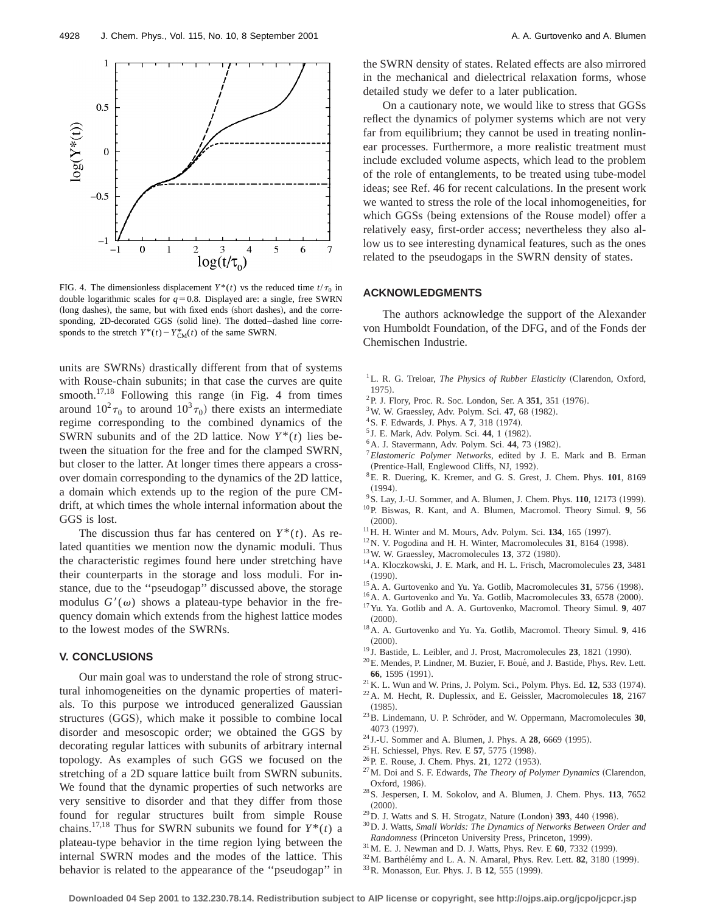FIG. 4. The dimensionless displacement $Y^*(t)$ vs the reduced time $t/\tau_0$ in double logarithmic scales for $q=0.8$. Displayed are: a single, free SWRN (long dashes), the same, but with fixed ends (short dashes), and the corresponding, 2D-decorated GGS (solid line). The dotted–dashed line corresponds to the stretch $Y^*(t)-Y^*_{\mathrm{CM}}(t)$ of the same SWRN.

units are SWRNs) drastically different from that of systems with Rouse-chain subunits; in that case the curves are quite smooth.[17,18] Following this range (in Fig. 4 from times around $10^2\tau_0$ to around $10^3\tau_0$) there exists an intermediate regime corresponding to the combined dynamics of the SWRN subunits and of the 2D lattice. Now $Y^*(t)$ lies between the situation for the free and for the clamped SWRN, but closer to the latter. At longer times there appears a crossover domain corresponding to the dynamics of the 2D lattice, a domain which extends up to the region of the pure CM-drift, at which times the whole internal information about the GGS is lost.

The discussion thus far has centered on $Y^*(t)$. As related quantities we mention now the dynamic moduli. Thus the characteristic regimes found here under stretching have their counterparts in the storage and loss moduli. For instance, due to the ''pseudogap'' discussed above, the storage modulus $G'(\omega)$ shows a plateau-type behavior in the frequency domain which extends from the highest lattice modes to the lowest modes of the SWRNs.

## V. CONCLUSIONS

Our main goal was to understand the role of strong structural inhomogeneities on the dynamic properties of materials. To this purpose we introduced generalized Gaussian structures (GGS), which make it possible to combine local disorder and mesoscopic order; we obtained the GGS by decorating regular lattices with subunits of arbitrary internal topology. As examples of such GGS we focused on the stretching of a 2D square lattice built from SWRN subunits. We found that the dynamic properties of such networks are very sensitive to disorder and that they differ from those found for regular structures built from simple Rouse chains.[17,18] Thus for SWRN subunits we found for $Y^*(t)$ a plateau-type behavior in the time region lying between the internal SWRN modes and the modes of the lattice. This behavior is related to the appearance of the ''pseudogap'' in the SWRN density of states. Related effects are also mirrored in the mechanical and dielectrical relaxation forms, whose detailed study we defer to a later publication.

On a cautionary note, we would like to stress that GGSs reflect the dynamics of polymer systems which are not very far from equilibrium; they cannot be used in treating nonlinear processes. Furthermore, a more realistic treatment must include excluded volume aspects, which lead to the problem of the role of entanglements, to be treated using tube-model ideas; see Ref. 46 for recent calculations. In the present work we wanted to stress the role of the local inhomogeneities, for which GGSs (being extensions of the Rouse model) offer a relatively easy, first-order access; nevertheless they also allow us to see interesting dynamical features, such as the ones related to the pseudogaps in the SWRN density of states.

## ACKNOWLEDGMENTS

The authors acknowledge the support of the Alexander von Humboldt Foundation, of the DFG, and of the Fonds der Chemischen Industrie.

[1] L. R. G. Treloar, *The Physics of Rubber Elasticity* (Clarendon, Oxford, 1975).
[2] P. J. Flory, Proc. R. Soc. London, Ser. A **351**, 351 (1976).
[3] W. W. Graessley, Adv. Polym. Sci. **47**, 68 (1982).
[4] S. F. Edwards, J. Phys. A **7**, 318 (1974).
[5] J. E. Mark, Adv. Polym. Sci. **44**, 1 (1982).
[6] A. J. Stavermann, Adv. Polym. Sci. **44**, 73 (1982).
[7] *Elastomeric Polymer Networks*, edited by J. E. Mark and B. Erman (Prentice-Hall, Englewood Cliffs, NJ, 1992).
[8] E. R. Duering, K. Kremer, and G. S. Grest, J. Chem. Phys. **101**, 8169 (1994).
[9] S. Lay, J.-U. Sommer, and A. Blumen, J. Chem. Phys. **110**, 12173 (1999).
[10] P. Biswas, R. Kant, and A. Blumen, Macromol. Theory Simul. **9**, 56 (2000).
[11] H. H. Winter and M. Mours, Adv. Polym. Sci. **134**, 165 (1997).
[12] N. V. Pogodina and H. H. Winter, Macromolecules **31**, 8164 (1998).
[13] W. W. Graessley, Macromolecules **13**, 372 (1980).
[14] A. Kloczkowski, J. E. Mark, and H. L. Frisch, Macromolecules **23**, 3481 (1990).
[15] A. A. Gurtovenko and Yu. Ya. Gotlib, Macromolecules **31**, 5756 (1998).
[16] A. A. Gurtovenko and Yu. Ya. Gotlib, Macromolecules **33**, 6578 (2000).
[17] Yu. Ya. Gotlib and A. A. Gurtovenko, Macromol. Theory Simul. **9**, 407 (2000).
[18] A. A. Gurtovenko and Yu. Ya. Gotlib, Macromol. Theory Simul. **9**, 416 (2000).
[19] J. Bastide, L. Leibler, and J. Prost, Macromolecules **23**, 1821 (1990).
[20] E. Mendes, P. Lindner, M. Buzier, F. Boué, and J. Bastide, Phys. Rev. Lett. **66**, 1595 (1991).
[21] K. L. Wun and W. Prins, J. Polym. Sci., Polym. Phys. Ed. **12**, 533 (1974).
[22] A. M. Hecht, R. Duplessix, and E. Geissler, Macromolecules **18**, 2167 (1985).
[23] B. Lindemann, U. P. Schröder, and W. Oppermann, Macromolecules **30**, 4073 (1997).
[24] J.-U. Sommer and A. Blumen, J. Phys. A **28**, 6669 (1995).
[25] H. Schiessel, Phys. Rev. E **57**, 5775 (1998).
[26] P. E. Rouse, J. Chem. Phys. **21**, 1272 (1953).
[27] M. Doi and S. F. Edwards, *The Theory of Polymer Dynamics* (Clarendon, Oxford, 1986).
[28] S. Jespersen, I. M. Sokolov, and A. Blumen, J. Chem. Phys. **113**, 7652 (2000).
[29] D. J. Watts and S. H. Strogatz, Nature (London) **393**, 440 (1998).
[30] D. J. Watts, *Small Worlds: The Dynamics of Networks Between Order and Randomness* (Princeton University Press, Princeton, 1999).
[31] M. E. J. Newman and D. J. Watts, Phys. Rev. E **60**, 7332 (1999).
[32] M. Barthélémy and L. A. N. Amaral, Phys. Rev. Lett. **82**, 3180 (1999).
[33] R. Monasson, Eur. Phys. J. B **12**, 555 (1999).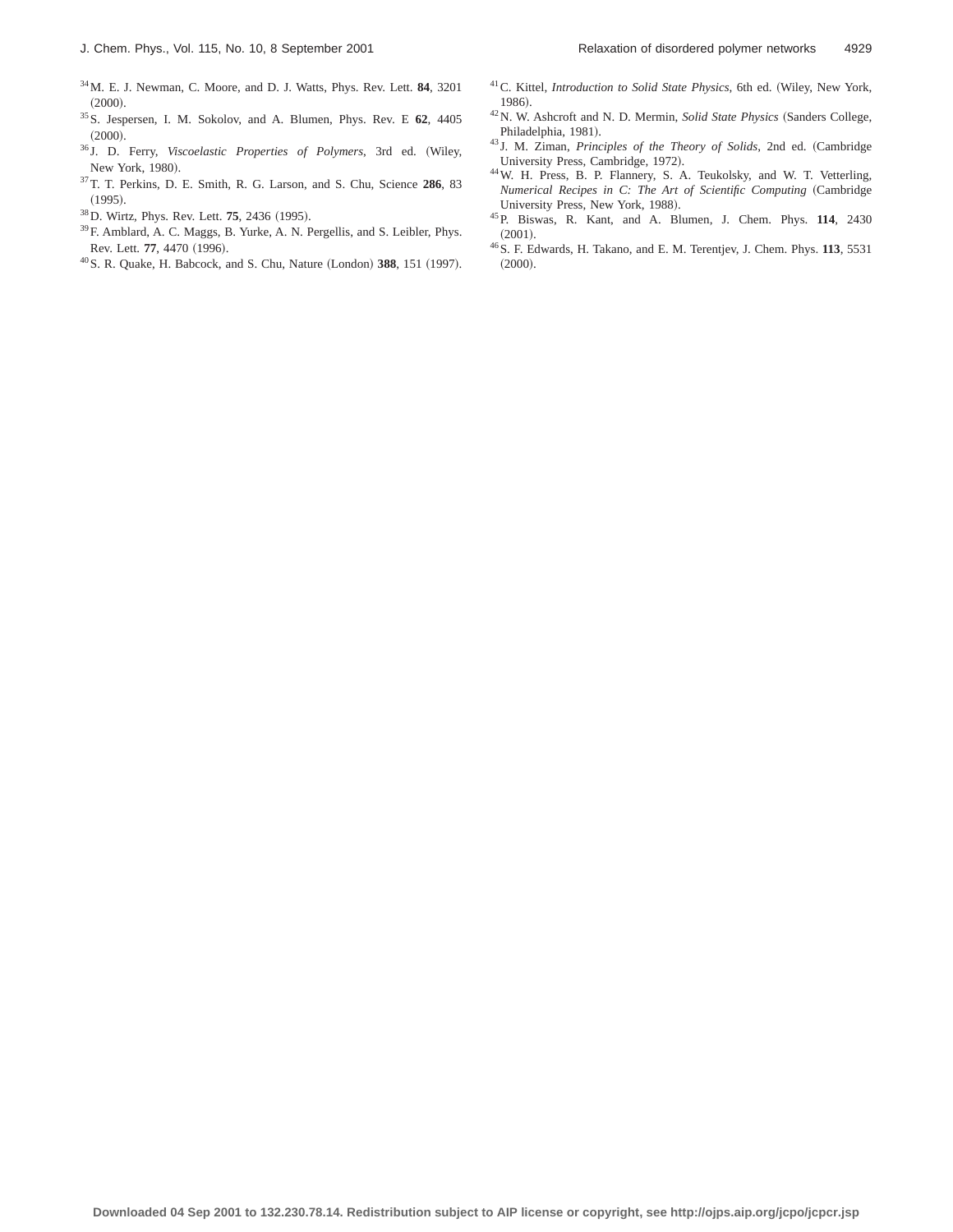[34] M. E. J. Newman, C. Moore, and D. J. Watts, Phys. Rev. Lett. **84**, 3201 (2000).

[35] S. Jespersen, I. M. Sokolov, and A. Blumen, Phys. Rev. E **62**, 4405 (2000).

[36] J. D. Ferry, *Viscoelastic Properties of Polymers*, 3rd ed. (Wiley, New York, 1980).

[37] T. T. Perkins, D. E. Smith, R. G. Larson, and S. Chu, Science **286**, 83 (1995).

[38] D. Wirtz, Phys. Rev. Lett. **75**, 2436 (1995).

[39] F. Amblard, A. C. Maggs, B. Yurke, A. N. Pergellis, and S. Leibler, Phys. Rev. Lett. **77**, 4470 (1996).

[40] S. R. Quake, H. Babcock, and S. Chu, Nature (London) **388**, 151 (1997).

[41] C. Kittel, *Introduction to Solid State Physics*, 6th ed. (Wiley, New York, 1986).

[42] N. W. Ashcroft and N. D. Mermin, *Solid State Physics* (Sanders College, Philadelphia, 1981).

[43] J. M. Ziman, *Principles of the Theory of Solids*, 2nd ed. (Cambridge University Press, Cambridge, 1972).

[44] W. H. Press, B. P. Flannery, S. A. Teukolsky, and W. T. Vetterling, *Numerical Recipes in C: The Art of Scientific Computing* (Cambridge University Press, New York, 1988).

[45] P. Biswas, R. Kant, and A. Blumen, J. Chem. Phys. **114**, 2430 (2001).

[46] S. F. Edwards, H. Takano, and E. M. Terentjev, J. Chem. Phys. **113**, 5531 (2000).